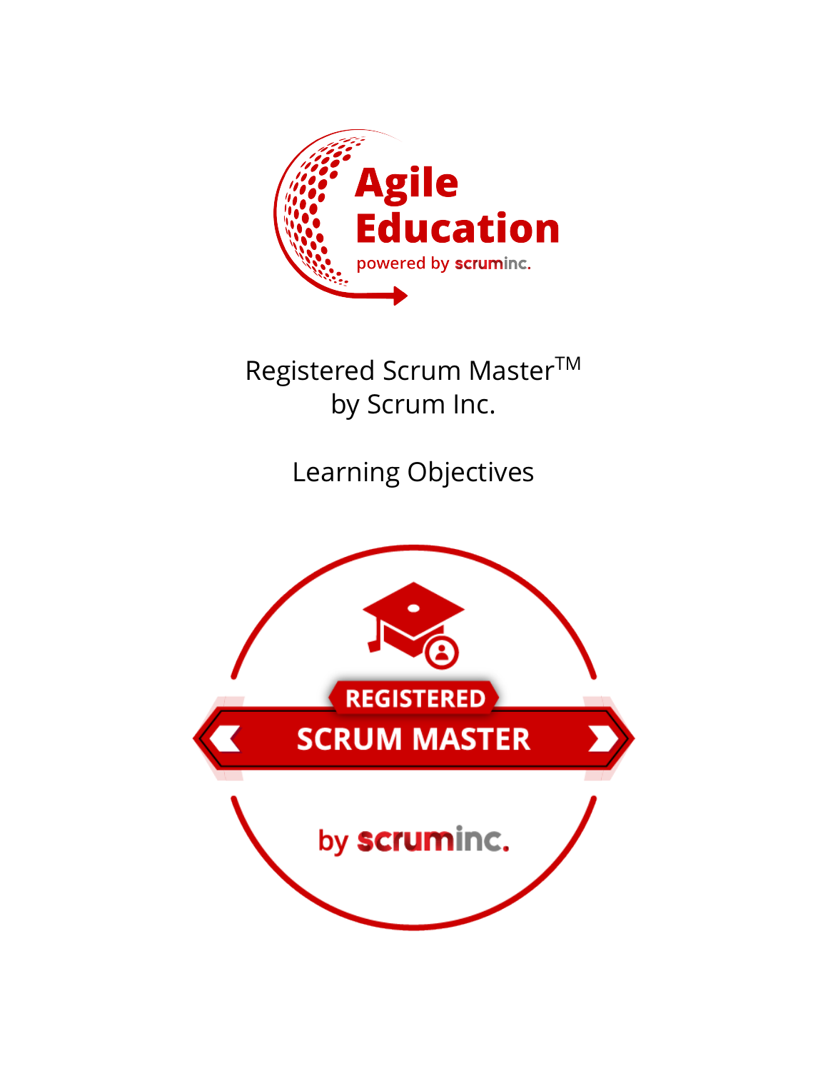Agile Education

powered by scruminc.

# Registered Scrum Master$^{TM}$ by Scrum Inc.

## Learning Objectives

REGISTERED SCRUM MASTER

by scruminc.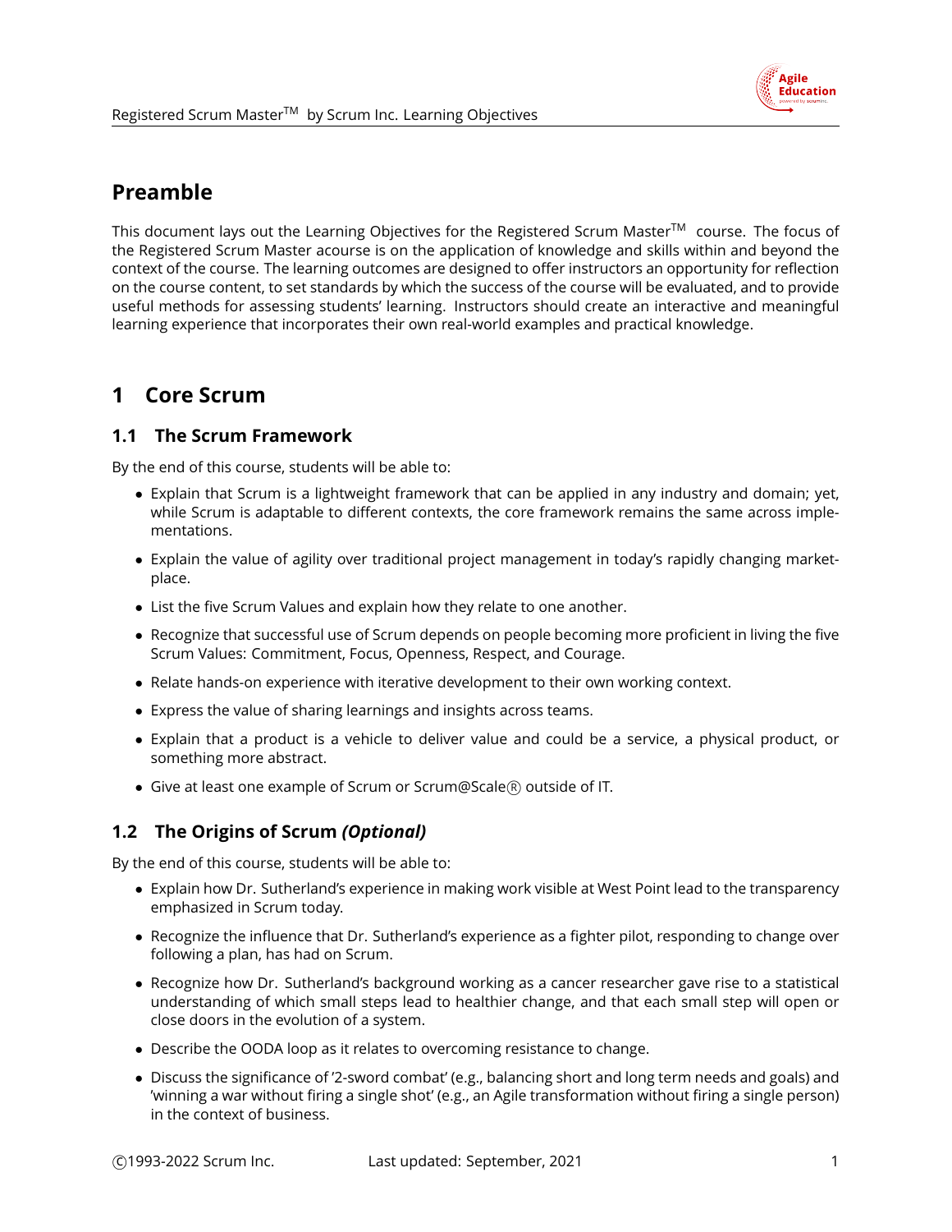## Preamble

This document lays out the Learning Objectives for the Registered Scrum Master™ course. The focus of the Registered Scrum Master acourse is on the application of knowledge and skills within and beyond the context of the course. The learning outcomes are designed to offer instructors an opportunity for reflection on the course content, to set standards by which the success of the course will be evaluated, and to provide useful methods for assessing students' learning. Instructors should create an interactive and meaningful learning experience that incorporates their own real-world examples and practical knowledge.

# 1 Core Scrum

## 1.1 The Scrum Framework

By the end of this course, students will be able to:

- Explain that Scrum is a lightweight framework that can be applied in any industry and domain; yet, while Scrum is adaptable to different contexts, the core framework remains the same across implementations.
- Explain the value of agility over traditional project management in today's rapidly changing marketplace.
- List the five Scrum Values and explain how they relate to one another.
- Recognize that successful use of Scrum depends on people becoming more proficient in living the five Scrum Values: Commitment, Focus, Openness, Respect, and Courage.
- Relate hands-on experience with iterative development to their own working context.
- Express the value of sharing learnings and insights across teams.
- Explain that a product is a vehicle to deliver value and could be a service, a physical product, or something more abstract.
- Give at least one example of Scrum or Scrum@Scale® outside of IT.

## 1.2 The Origins of Scrum *(Optional)*

By the end of this course, students will be able to:

- Explain how Dr. Sutherland's experience in making work visible at West Point lead to the transparency emphasized in Scrum today.
- Recognize the influence that Dr. Sutherland's experience as a fighter pilot, responding to change over following a plan, has had on Scrum.
- Recognize how Dr. Sutherland's background working as a cancer researcher gave rise to a statistical understanding of which small steps lead to healthier change, and that each small step will open or close doors in the evolution of a system.
- Describe the OODA loop as it relates to overcoming resistance to change.
- Discuss the significance of '2-sword combat' (e.g., balancing short and long term needs and goals) and 'winning a war without firing a single shot' (e.g., an Agile transformation without firing a single person) in the context of business.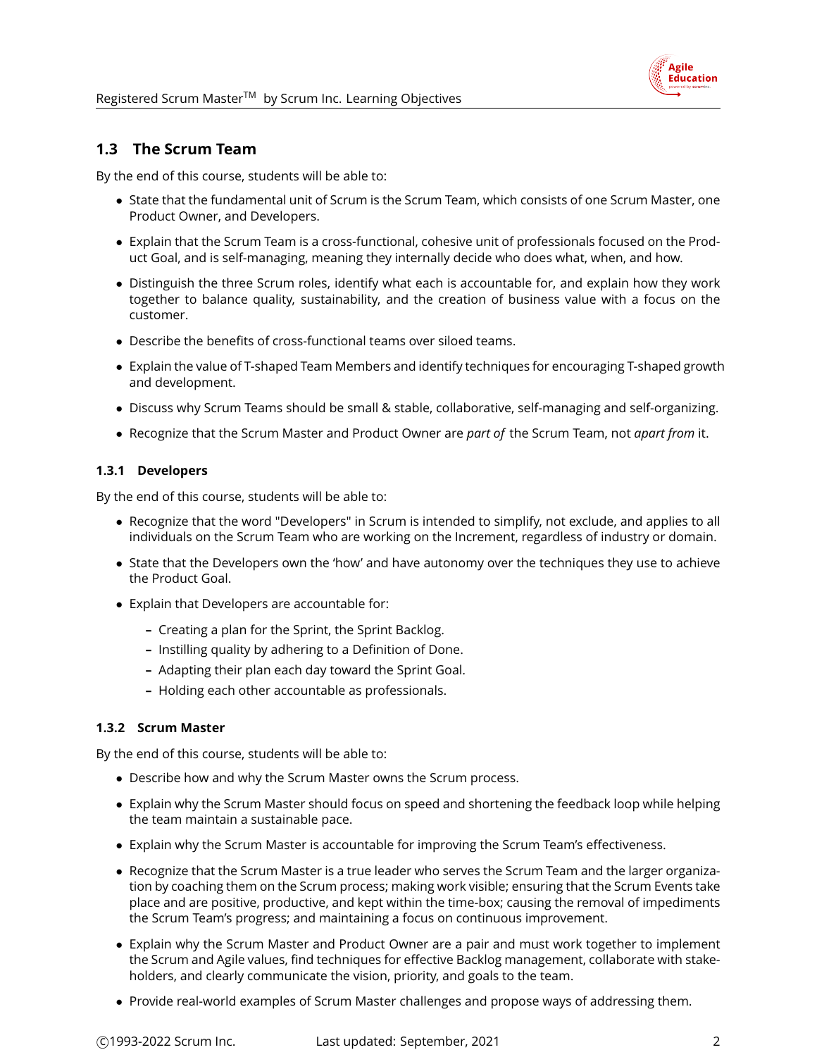## 1.3 The Scrum Team

By the end of this course, students will be able to:

- State that the fundamental unit of Scrum is the Scrum Team, which consists of one Scrum Master, one Product Owner, and Developers.
- Explain that the Scrum Team is a cross-functional, cohesive unit of professionals focused on the Product Goal, and is self-managing, meaning they internally decide who does what, when, and how.
- Distinguish the three Scrum roles, identify what each is accountable for, and explain how they work together to balance quality, sustainability, and the creation of business value with a focus on the customer.
- Describe the benefits of cross-functional teams over siloed teams.
- Explain the value of T-shaped Team Members and identify techniques for encouraging T-shaped growth and development.
- Discuss why Scrum Teams should be small & stable, collaborative, self-managing and self-organizing.
- Recognize that the Scrum Master and Product Owner are *part of* the Scrum Team, not *apart from* it.

### 1.3.1 Developers

By the end of this course, students will be able to:

- Recognize that the word "Developers" in Scrum is intended to simplify, not exclude, and applies to all individuals on the Scrum Team who are working on the Increment, regardless of industry or domain.
- State that the Developers own the 'how' and have autonomy over the techniques they use to achieve the Product Goal.
- Explain that Developers are accountable for:
  - Creating a plan for the Sprint, the Sprint Backlog.
  - Instilling quality by adhering to a Definition of Done.
  - Adapting their plan each day toward the Sprint Goal.
  - Holding each other accountable as professionals.

### 1.3.2 Scrum Master

By the end of this course, students will be able to:

- Describe how and why the Scrum Master owns the Scrum process.
- Explain why the Scrum Master should focus on speed and shortening the feedback loop while helping the team maintain a sustainable pace.
- Explain why the Scrum Master is accountable for improving the Scrum Team's effectiveness.
- Recognize that the Scrum Master is a true leader who serves the Scrum Team and the larger organization by coaching them on the Scrum process; making work visible; ensuring that the Scrum Events take place and are positive, productive, and kept within the time-box; causing the removal of impediments the Scrum Team's progress; and maintaining a focus on continuous improvement.
- Explain why the Scrum Master and Product Owner are a pair and must work together to implement the Scrum and Agile values, find techniques for effective Backlog management, collaborate with stakeholders, and clearly communicate the vision, priority, and goals to the team.
- Provide real-world examples of Scrum Master challenges and propose ways of addressing them.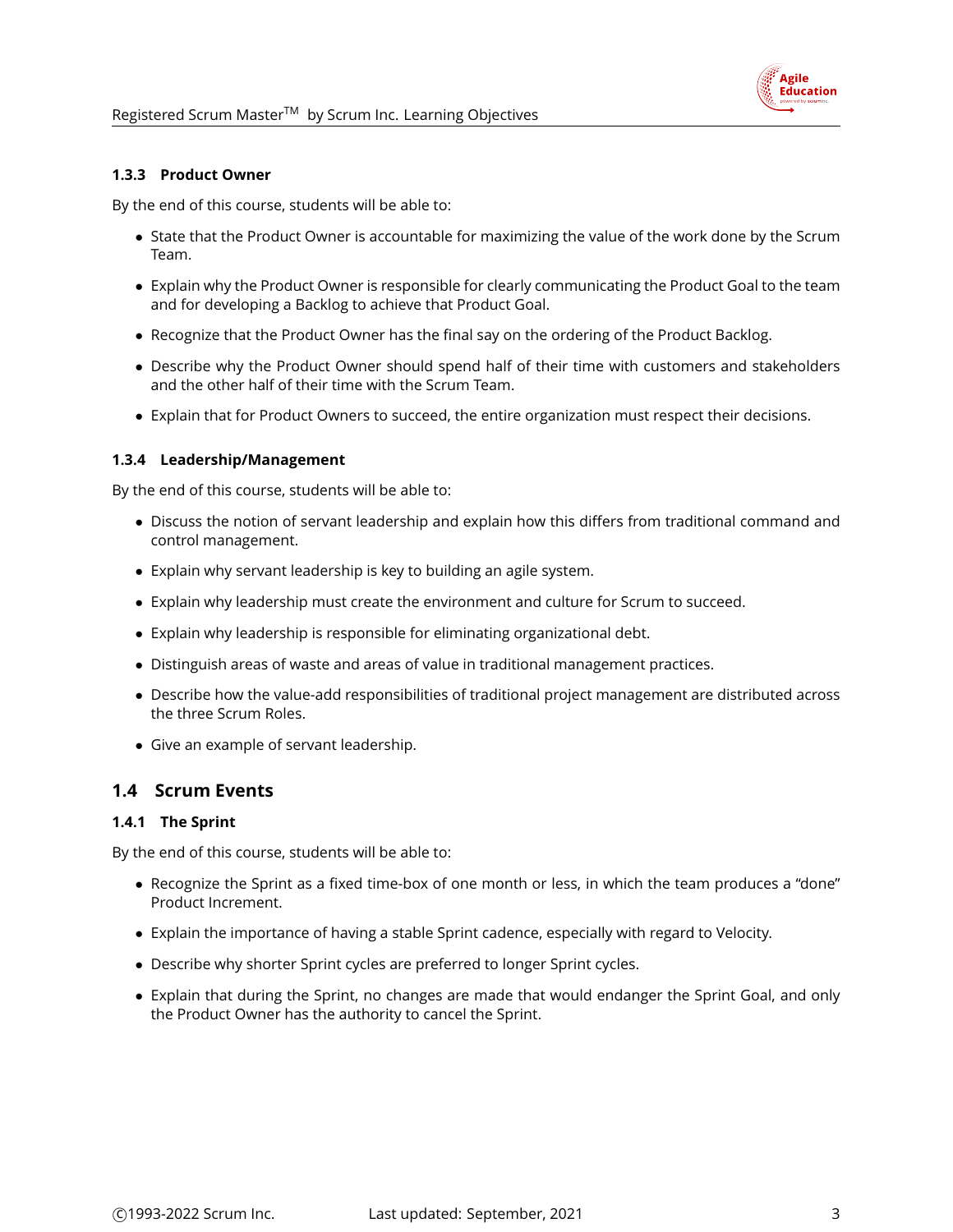### 1.3.3 Product Owner

By the end of this course, students will be able to:

- State that the Product Owner is accountable for maximizing the value of the work done by the Scrum Team.
- Explain why the Product Owner is responsible for clearly communicating the Product Goal to the team and for developing a Backlog to achieve that Product Goal.
- Recognize that the Product Owner has the final say on the ordering of the Product Backlog.
- Describe why the Product Owner should spend half of their time with customers and stakeholders and the other half of their time with the Scrum Team.
- Explain that for Product Owners to succeed, the entire organization must respect their decisions.

### 1.3.4 Leadership/Management

By the end of this course, students will be able to:

- Discuss the notion of servant leadership and explain how this differs from traditional command and control management.
- Explain why servant leadership is key to building an agile system.
- Explain why leadership must create the environment and culture for Scrum to succeed.
- Explain why leadership is responsible for eliminating organizational debt.
- Distinguish areas of waste and areas of value in traditional management practices.
- Describe how the value-add responsibilities of traditional project management are distributed across the three Scrum Roles.
- Give an example of servant leadership.

## 1.4 Scrum Events

### 1.4.1 The Sprint

By the end of this course, students will be able to:

- Recognize the Sprint as a fixed time-box of one month or less, in which the team produces a "done" Product Increment.
- Explain the importance of having a stable Sprint cadence, especially with regard to Velocity.
- Describe why shorter Sprint cycles are preferred to longer Sprint cycles.
- Explain that during the Sprint, no changes are made that would endanger the Sprint Goal, and only the Product Owner has the authority to cancel the Sprint.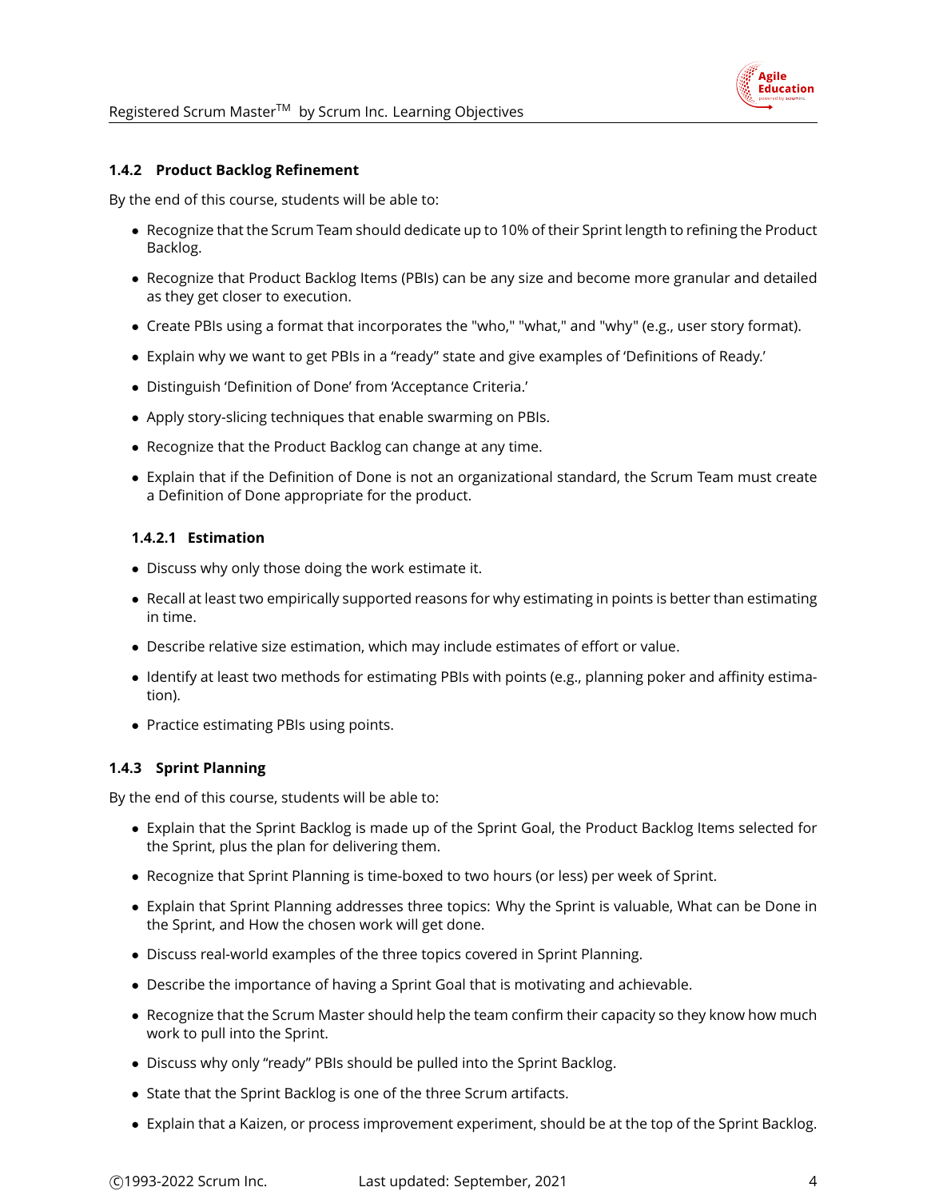### 1.4.2 Product Backlog Refinement

By the end of this course, students will be able to:

- Recognize that the Scrum Team should dedicate up to 10% of their Sprint length to refining the Product Backlog.
- Recognize that Product Backlog Items (PBIs) can be any size and become more granular and detailed as they get closer to execution.
- Create PBIs using a format that incorporates the "who," "what," and "why" (e.g., user story format).
- Explain why we want to get PBIs in a "ready" state and give examples of 'Definitions of Ready.'
- Distinguish 'Definition of Done' from 'Acceptance Criteria.'
- Apply story-slicing techniques that enable swarming on PBIs.
- Recognize that the Product Backlog can change at any time.
- Explain that if the Definition of Done is not an organizational standard, the Scrum Team must create a Definition of Done appropriate for the product.

#### 1.4.2.1 Estimation

- Discuss why only those doing the work estimate it.
- Recall at least two empirically supported reasons for why estimating in points is better than estimating in time.
- Describe relative size estimation, which may include estimates of effort or value.
- Identify at least two methods for estimating PBIs with points (e.g., planning poker and affinity estimation).
- Practice estimating PBIs using points.

### 1.4.3 Sprint Planning

By the end of this course, students will be able to:

- Explain that the Sprint Backlog is made up of the Sprint Goal, the Product Backlog Items selected for the Sprint, plus the plan for delivering them.
- Recognize that Sprint Planning is time-boxed to two hours (or less) per week of Sprint.
- Explain that Sprint Planning addresses three topics: Why the Sprint is valuable, What can be Done in the Sprint, and How the chosen work will get done.
- Discuss real-world examples of the three topics covered in Sprint Planning.
- Describe the importance of having a Sprint Goal that is motivating and achievable.
- Recognize that the Scrum Master should help the team confirm their capacity so they know how much work to pull into the Sprint.
- Discuss why only "ready" PBIs should be pulled into the Sprint Backlog.
- State that the Sprint Backlog is one of the three Scrum artifacts.
- Explain that a Kaizen, or process improvement experiment, should be at the top of the Sprint Backlog.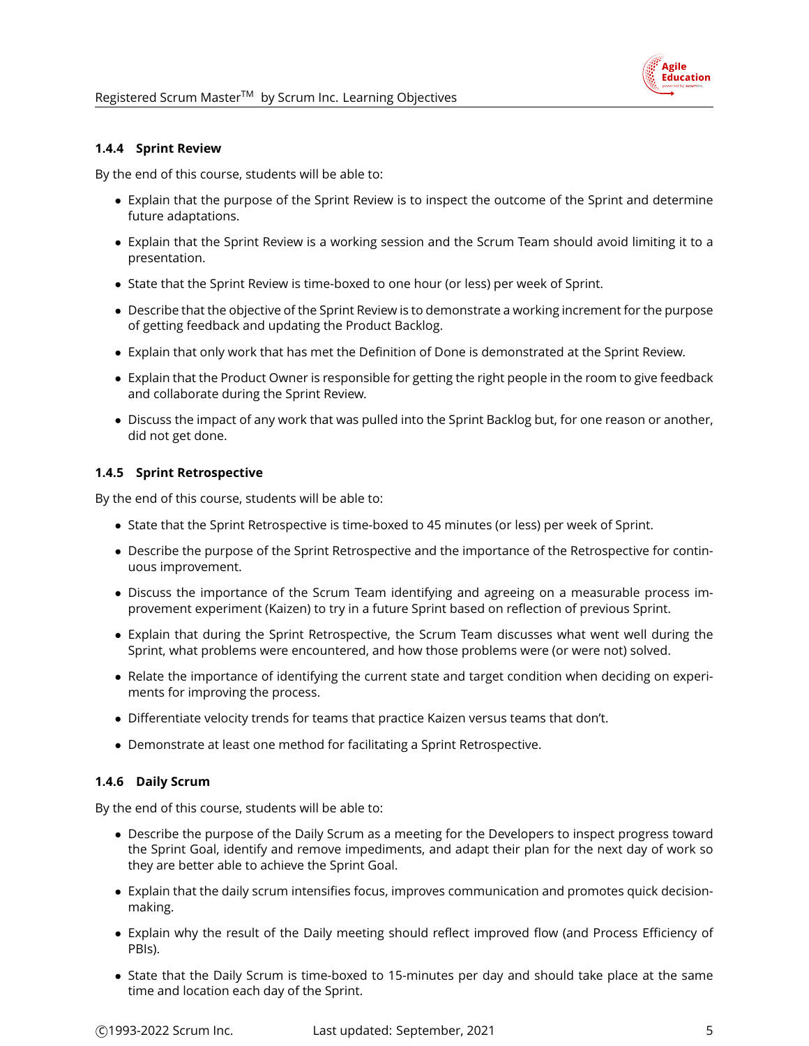### 1.4.4 Sprint Review

By the end of this course, students will be able to:

- Explain that the purpose of the Sprint Review is to inspect the outcome of the Sprint and determine future adaptations.
- Explain that the Sprint Review is a working session and the Scrum Team should avoid limiting it to a presentation.
- State that the Sprint Review is time-boxed to one hour (or less) per week of Sprint.
- Describe that the objective of the Sprint Review is to demonstrate a working increment for the purpose of getting feedback and updating the Product Backlog.
- Explain that only work that has met the Definition of Done is demonstrated at the Sprint Review.
- Explain that the Product Owner is responsible for getting the right people in the room to give feedback and collaborate during the Sprint Review.
- Discuss the impact of any work that was pulled into the Sprint Backlog but, for one reason or another, did not get done.

### 1.4.5 Sprint Retrospective

By the end of this course, students will be able to:

- State that the Sprint Retrospective is time-boxed to 45 minutes (or less) per week of Sprint.
- Describe the purpose of the Sprint Retrospective and the importance of the Retrospective for continuous improvement.
- Discuss the importance of the Scrum Team identifying and agreeing on a measurable process improvement experiment (Kaizen) to try in a future Sprint based on reflection of previous Sprint.
- Explain that during the Sprint Retrospective, the Scrum Team discusses what went well during the Sprint, what problems were encountered, and how those problems were (or were not) solved.
- Relate the importance of identifying the current state and target condition when deciding on experiments for improving the process.
- Differentiate velocity trends for teams that practice Kaizen versus teams that don't.
- Demonstrate at least one method for facilitating a Sprint Retrospective.

### 1.4.6 Daily Scrum

By the end of this course, students will be able to:

- Describe the purpose of the Daily Scrum as a meeting for the Developers to inspect progress toward the Sprint Goal, identify and remove impediments, and adapt their plan for the next day of work so they are better able to achieve the Sprint Goal.
- Explain that the daily scrum intensifies focus, improves communication and promotes quick decision-making.
- Explain why the result of the Daily meeting should reflect improved flow (and Process Efficiency of PBIs).
- State that the Daily Scrum is time-boxed to 15-minutes per day and should take place at the same time and location each day of the Sprint.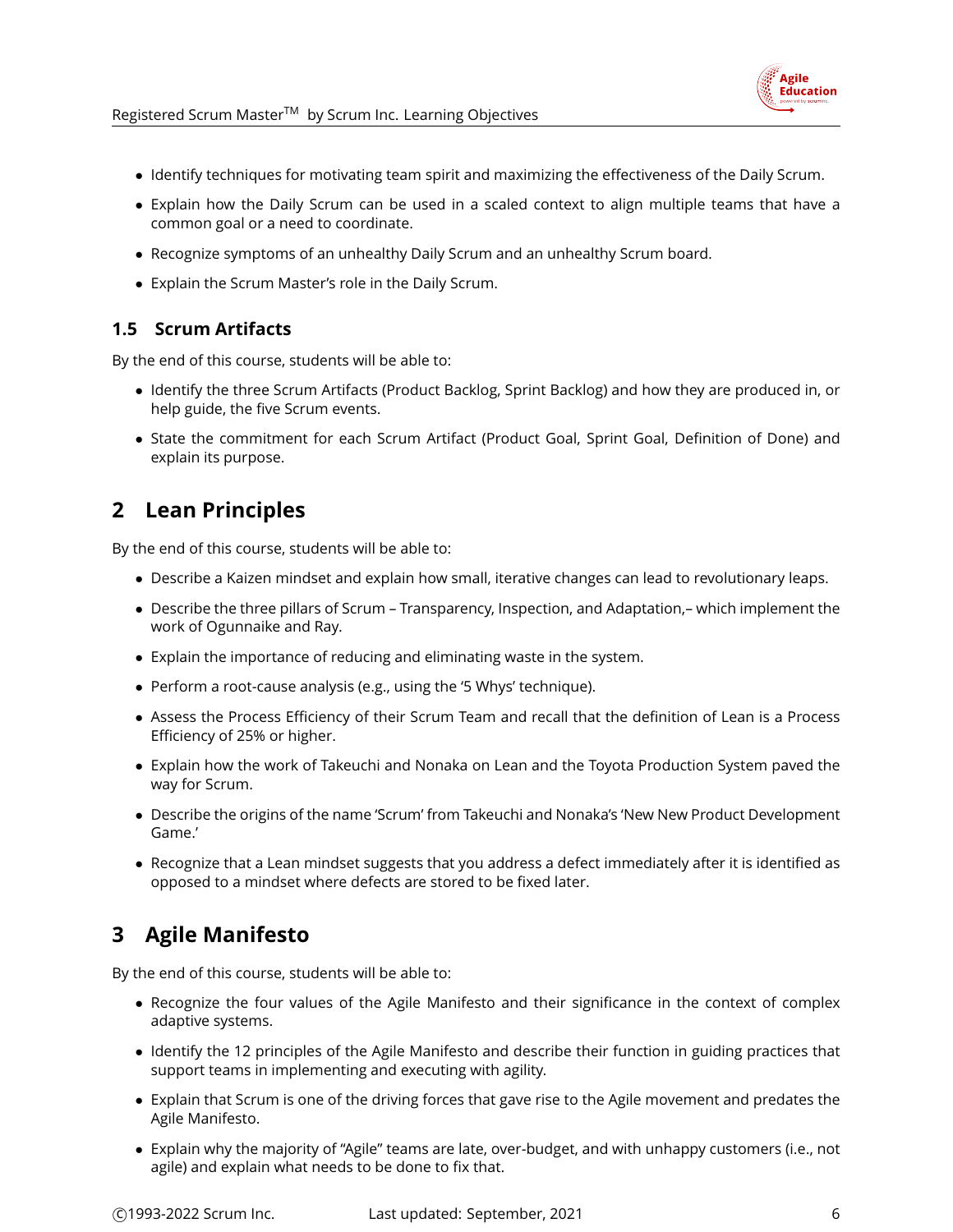- Identify techniques for motivating team spirit and maximizing the effectiveness of the Daily Scrum.
- Explain how the Daily Scrum can be used in a scaled context to align multiple teams that have a common goal or a need to coordinate.
- Recognize symptoms of an unhealthy Daily Scrum and an unhealthy Scrum board.
- Explain the Scrum Master's role in the Daily Scrum.

### 1.5 Scrum Artifacts

By the end of this course, students will be able to:

- Identify the three Scrum Artifacts (Product Backlog, Sprint Backlog) and how they are produced in, or help guide, the five Scrum events.
- State the commitment for each Scrum Artifact (Product Goal, Sprint Goal, Definition of Done) and explain its purpose.

## 2 Lean Principles

By the end of this course, students will be able to:

- Describe a Kaizen mindset and explain how small, iterative changes can lead to revolutionary leaps.
- Describe the three pillars of Scrum – Transparency, Inspection, and Adaptation,– which implement the work of Ogunnaike and Ray.
- Explain the importance of reducing and eliminating waste in the system.
- Perform a root-cause analysis (e.g., using the '5 Whys' technique).
- Assess the Process Efficiency of their Scrum Team and recall that the definition of Lean is a Process Efficiency of 25% or higher.
- Explain how the work of Takeuchi and Nonaka on Lean and the Toyota Production System paved the way for Scrum.
- Describe the origins of the name 'Scrum' from Takeuchi and Nonaka's 'New New Product Development Game.'
- Recognize that a Lean mindset suggests that you address a defect immediately after it is identified as opposed to a mindset where defects are stored to be fixed later.

## 3 Agile Manifesto

By the end of this course, students will be able to:

- Recognize the four values of the Agile Manifesto and their significance in the context of complex adaptive systems.
- Identify the 12 principles of the Agile Manifesto and describe their function in guiding practices that support teams in implementing and executing with agility.
- Explain that Scrum is one of the driving forces that gave rise to the Agile movement and predates the Agile Manifesto.
- Explain why the majority of "Agile" teams are late, over-budget, and with unhappy customers (i.e., not agile) and explain what needs to be done to fix that.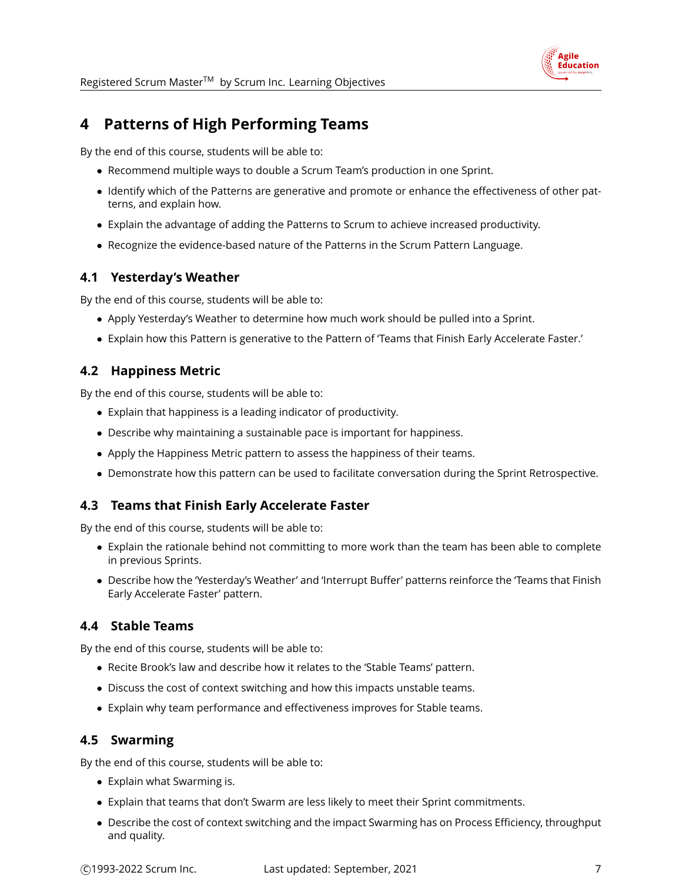## 4 Patterns of High Performing Teams

By the end of this course, students will be able to:

- Recommend multiple ways to double a Scrum Team's production in one Sprint.
- Identify which of the Patterns are generative and promote or enhance the effectiveness of other patterns, and explain how.
- Explain the advantage of adding the Patterns to Scrum to achieve increased productivity.
- Recognize the evidence-based nature of the Patterns in the Scrum Pattern Language.

### 4.1 Yesterday's Weather

By the end of this course, students will be able to:

- Apply Yesterday's Weather to determine how much work should be pulled into a Sprint.
- Explain how this Pattern is generative to the Pattern of 'Teams that Finish Early Accelerate Faster.'

### 4.2 Happiness Metric

By the end of this course, students will be able to:

- Explain that happiness is a leading indicator of productivity.
- Describe why maintaining a sustainable pace is important for happiness.
- Apply the Happiness Metric pattern to assess the happiness of their teams.
- Demonstrate how this pattern can be used to facilitate conversation during the Sprint Retrospective.

### 4.3 Teams that Finish Early Accelerate Faster

By the end of this course, students will be able to:

- Explain the rationale behind not committing to more work than the team has been able to complete in previous Sprints.
- Describe how the 'Yesterday's Weather' and 'Interrupt Buffer' patterns reinforce the 'Teams that Finish Early Accelerate Faster' pattern.

### 4.4 Stable Teams

By the end of this course, students will be able to:

- Recite Brook's law and describe how it relates to the 'Stable Teams' pattern.
- Discuss the cost of context switching and how this impacts unstable teams.
- Explain why team performance and effectiveness improves for Stable teams.

### 4.5 Swarming

By the end of this course, students will be able to:

- Explain what Swarming is.
- Explain that teams that don't Swarm are less likely to meet their Sprint commitments.
- Describe the cost of context switching and the impact Swarming has on Process Efficiency, throughput and quality.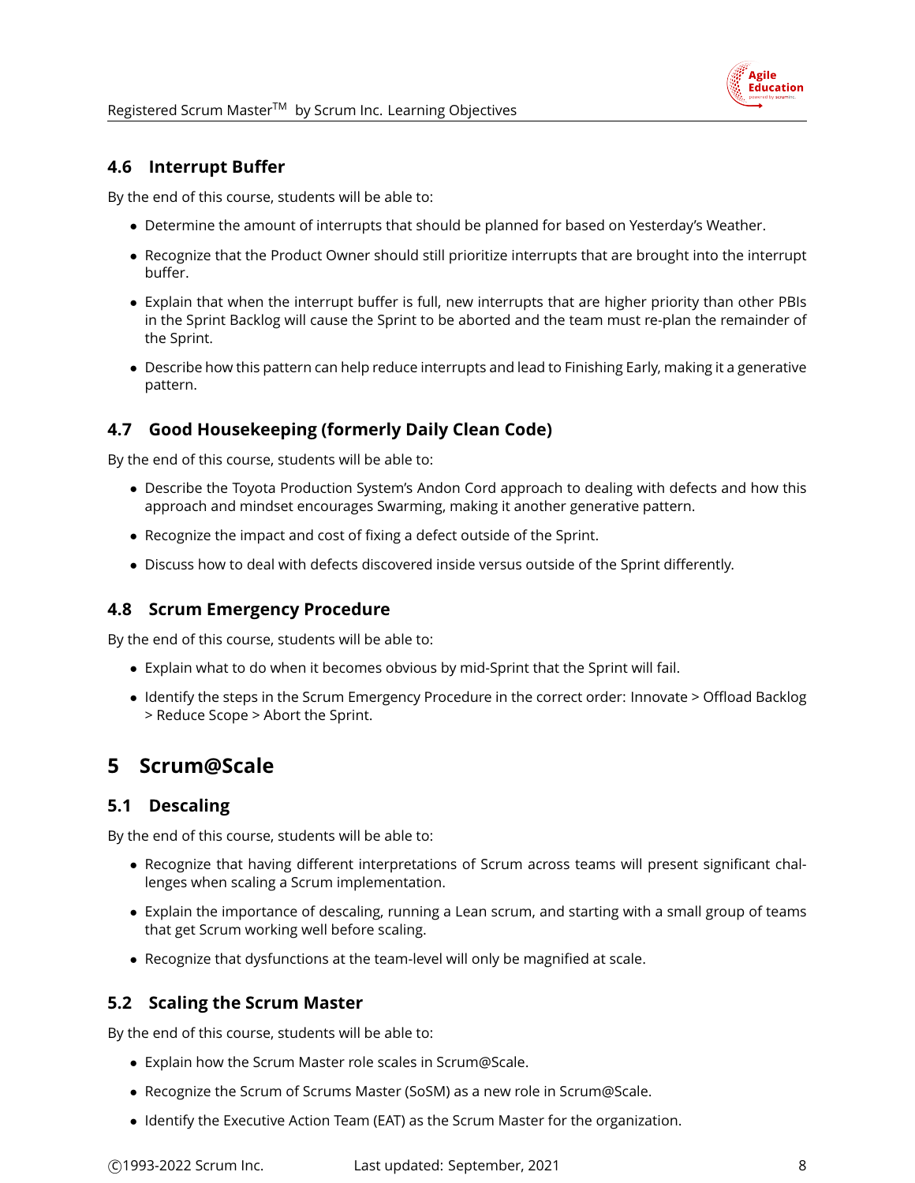### 4.6 Interrupt Buffer

By the end of this course, students will be able to:

- Determine the amount of interrupts that should be planned for based on Yesterday's Weather.
- Recognize that the Product Owner should still prioritize interrupts that are brought into the interrupt buffer.
- Explain that when the interrupt buffer is full, new interrupts that are higher priority than other PBIs in the Sprint Backlog will cause the Sprint to be aborted and the team must re-plan the remainder of the Sprint.
- Describe how this pattern can help reduce interrupts and lead to Finishing Early, making it a generative pattern.

### 4.7 Good Housekeeping (formerly Daily Clean Code)

By the end of this course, students will be able to:

- Describe the Toyota Production System's Andon Cord approach to dealing with defects and how this approach and mindset encourages Swarming, making it another generative pattern.
- Recognize the impact and cost of fixing a defect outside of the Sprint.
- Discuss how to deal with defects discovered inside versus outside of the Sprint differently.

### 4.8 Scrum Emergency Procedure

By the end of this course, students will be able to:

- Explain what to do when it becomes obvious by mid-Sprint that the Sprint will fail.
- Identify the steps in the Scrum Emergency Procedure in the correct order: Innovate > Offload Backlog > Reduce Scope > Abort the Sprint.

## 5 Scrum@Scale

### 5.1 Descaling

By the end of this course, students will be able to:

- Recognize that having different interpretations of Scrum across teams will present significant challenges when scaling a Scrum implementation.
- Explain the importance of descaling, running a Lean scrum, and starting with a small group of teams that get Scrum working well before scaling.
- Recognize that dysfunctions at the team-level will only be magnified at scale.

### 5.2 Scaling the Scrum Master

By the end of this course, students will be able to:

- Explain how the Scrum Master role scales in Scrum@Scale.
- Recognize the Scrum of Scrums Master (SoSM) as a new role in Scrum@Scale.
- Identify the Executive Action Team (EAT) as the Scrum Master for the organization.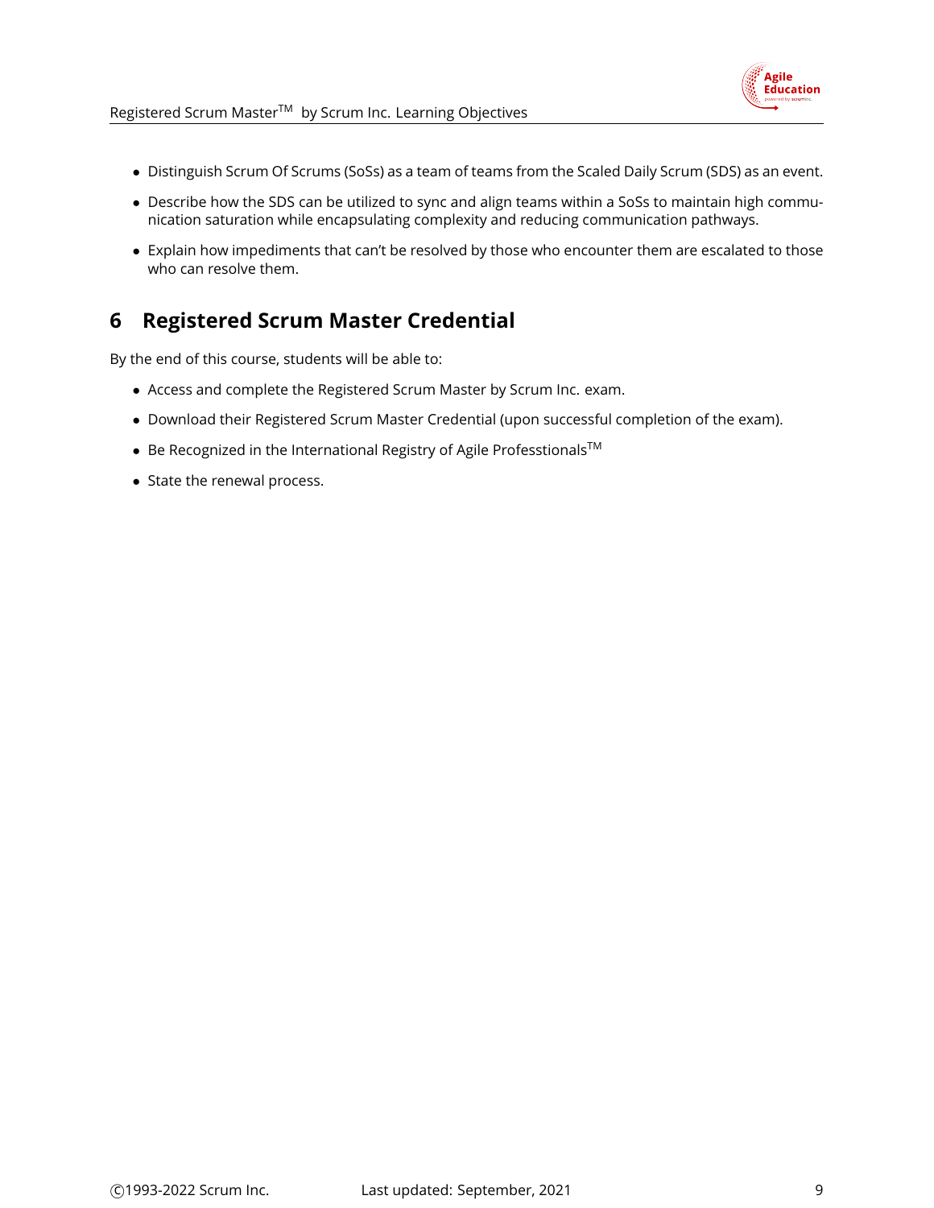- Distinguish Scrum Of Scrums (SoSs) as a team of teams from the Scaled Daily Scrum (SDS) as an event.
- Describe how the SDS can be utilized to sync and align teams within a SoSs to maintain high communication saturation while encapsulating complexity and reducing communication pathways.
- Explain how impediments that can't be resolved by those who encounter them are escalated to those who can resolve them.

## 6 Registered Scrum Master Credential

By the end of this course, students will be able to:

- Access and complete the Registered Scrum Master by Scrum Inc. exam.
- Download their Registered Scrum Master Credential (upon successful completion of the exam).
- Be Recognized in the International Registry of Agile Professtionals™
- State the renewal process.